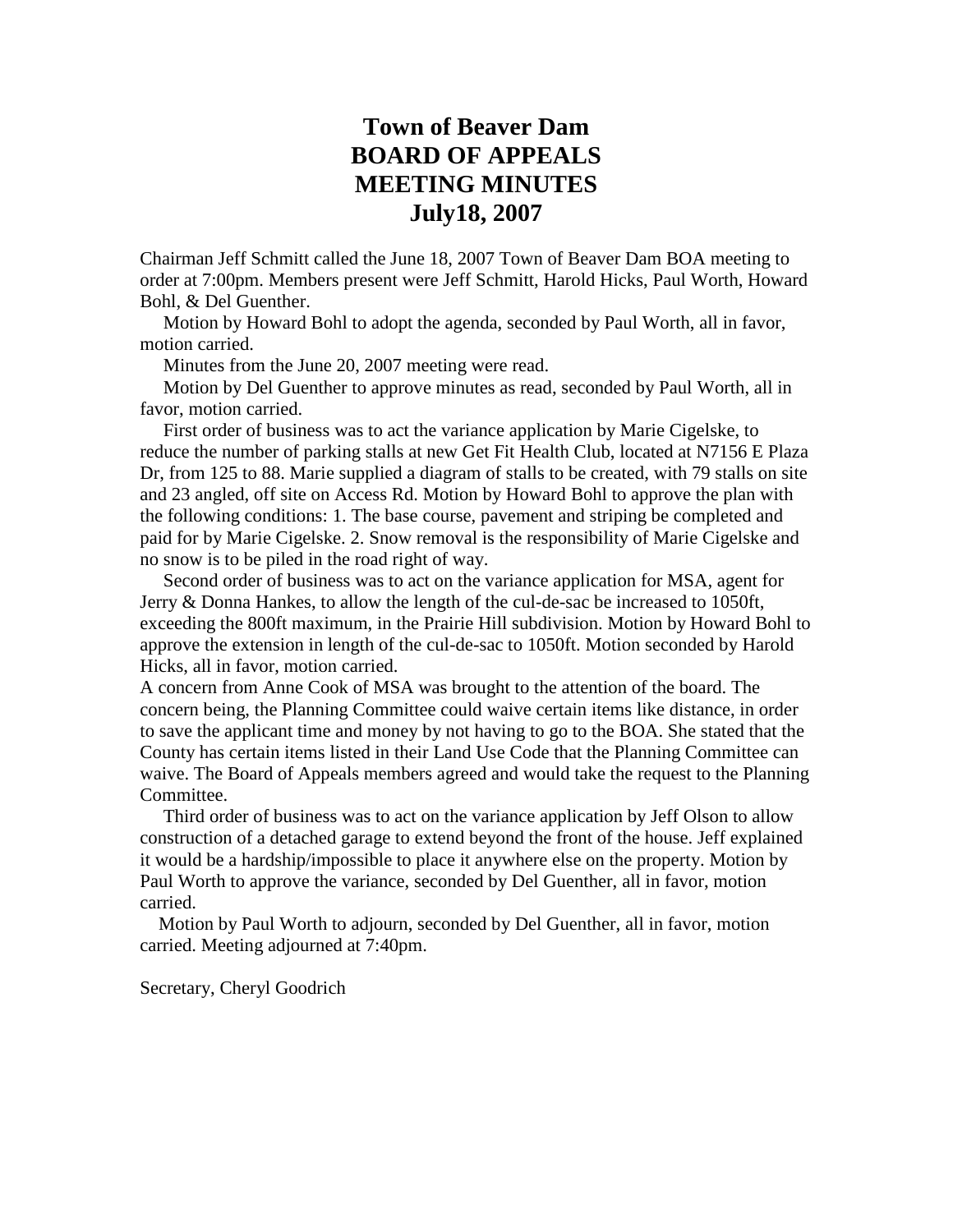# Town of Beaver Dam
# BOARD OF APPEALS
# MEETING MINUTES
# July18, 2007

Chairman Jeff Schmitt called the June 18, 2007 Town of Beaver Dam BOA meeting to order at 7:00pm. Members present were Jeff Schmitt, Harold Hicks, Paul Worth, Howard Bohl, & Del Guenther.

Motion by Howard Bohl to adopt the agenda, seconded by Paul Worth, all in favor, motion carried.

Minutes from the June 20, 2007 meeting were read.

Motion by Del Guenther to approve minutes as read, seconded by Paul Worth, all in favor, motion carried.

First order of business was to act the variance application by Marie Cigelske, to reduce the number of parking stalls at new Get Fit Health Club, located at N7156 E Plaza Dr, from 125 to 88. Marie supplied a diagram of stalls to be created, with 79 stalls on site and 23 angled, off site on Access Rd. Motion by Howard Bohl to approve the plan with the following conditions: 1. The base course, pavement and striping be completed and paid for by Marie Cigelske. 2. Snow removal is the responsibility of Marie Cigelske and no snow is to be piled in the road right of way.

Second order of business was to act on the variance application for MSA, agent for Jerry & Donna Hankes, to allow the length of the cul-de-sac be increased to 1050ft, exceeding the 800ft maximum, in the Prairie Hill subdivision. Motion by Howard Bohl to approve the extension in length of the cul-de-sac to 1050ft. Motion seconded by Harold Hicks, all in favor, motion carried.

A concern from Anne Cook of MSA was brought to the attention of the board. The concern being, the Planning Committee could waive certain items like distance, in order to save the applicant time and money by not having to go to the BOA. She stated that the County has certain items listed in their Land Use Code that the Planning Committee can waive. The Board of Appeals members agreed and would take the request to the Planning Committee.

Third order of business was to act on the variance application by Jeff Olson to allow construction of a detached garage to extend beyond the front of the house. Jeff explained it would be a hardship/impossible to place it anywhere else on the property. Motion by Paul Worth to approve the variance, seconded by Del Guenther, all in favor, motion carried.

Motion by Paul Worth to adjourn, seconded by Del Guenther, all in favor, motion carried. Meeting adjourned at 7:40pm.

Secretary, Cheryl Goodrich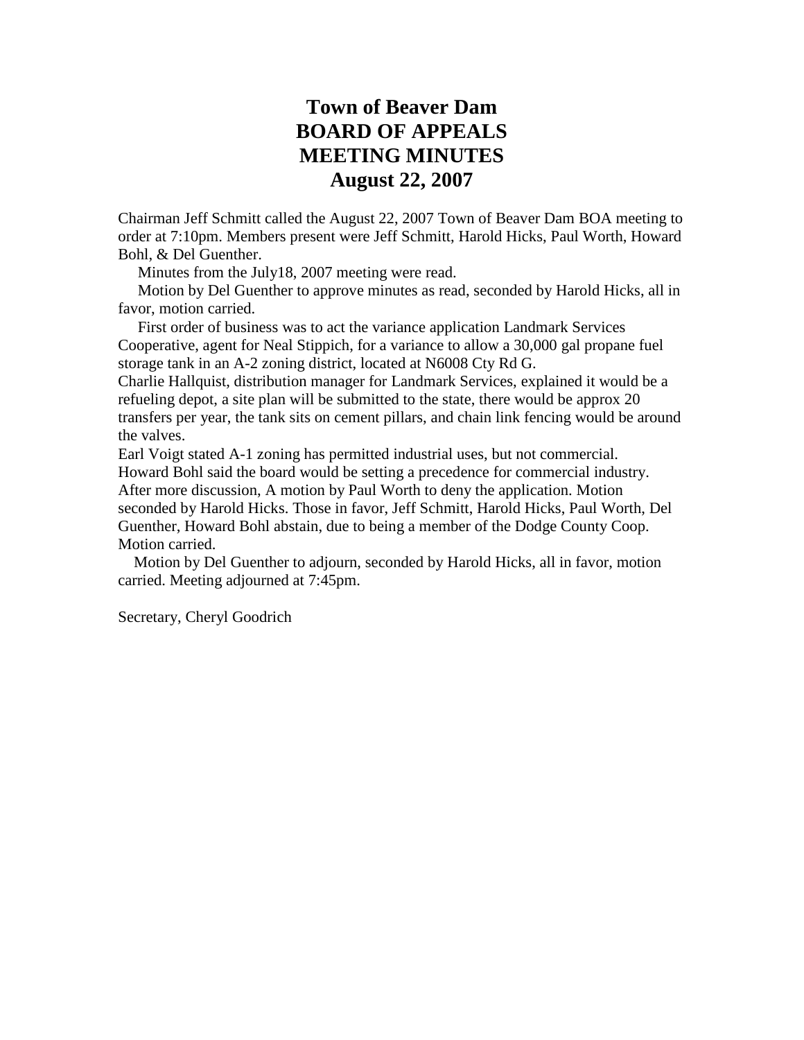# Town of Beaver Dam
# BOARD OF APPEALS
# MEETING MINUTES
# August 22, 2007

Chairman Jeff Schmitt called the August 22, 2007 Town of Beaver Dam BOA meeting to order at 7:10pm. Members present were Jeff Schmitt, Harold Hicks, Paul Worth, Howard Bohl, & Del Guenther.

Minutes from the July18, 2007 meeting were read.

Motion by Del Guenther to approve minutes as read, seconded by Harold Hicks, all in favor, motion carried.

First order of business was to act the variance application Landmark Services Cooperative, agent for Neal Stippich, for a variance to allow a 30,000 gal propane fuel storage tank in an A-2 zoning district, located at N6008 Cty Rd G.

Charlie Hallquist, distribution manager for Landmark Services, explained it would be a refueling depot, a site plan will be submitted to the state, there would be approx 20 transfers per year, the tank sits on cement pillars, and chain link fencing would be around the valves.

Earl Voigt stated A-1 zoning has permitted industrial uses, but not commercial.

Howard Bohl said the board would be setting a precedence for commercial industry.

After more discussion, A motion by Paul Worth to deny the application. Motion seconded by Harold Hicks. Those in favor, Jeff Schmitt, Harold Hicks, Paul Worth, Del Guenther, Howard Bohl abstain, due to being a member of the Dodge County Coop. Motion carried.

Motion by Del Guenther to adjourn, seconded by Harold Hicks, all in favor, motion carried. Meeting adjourned at 7:45pm.

Secretary, Cheryl Goodrich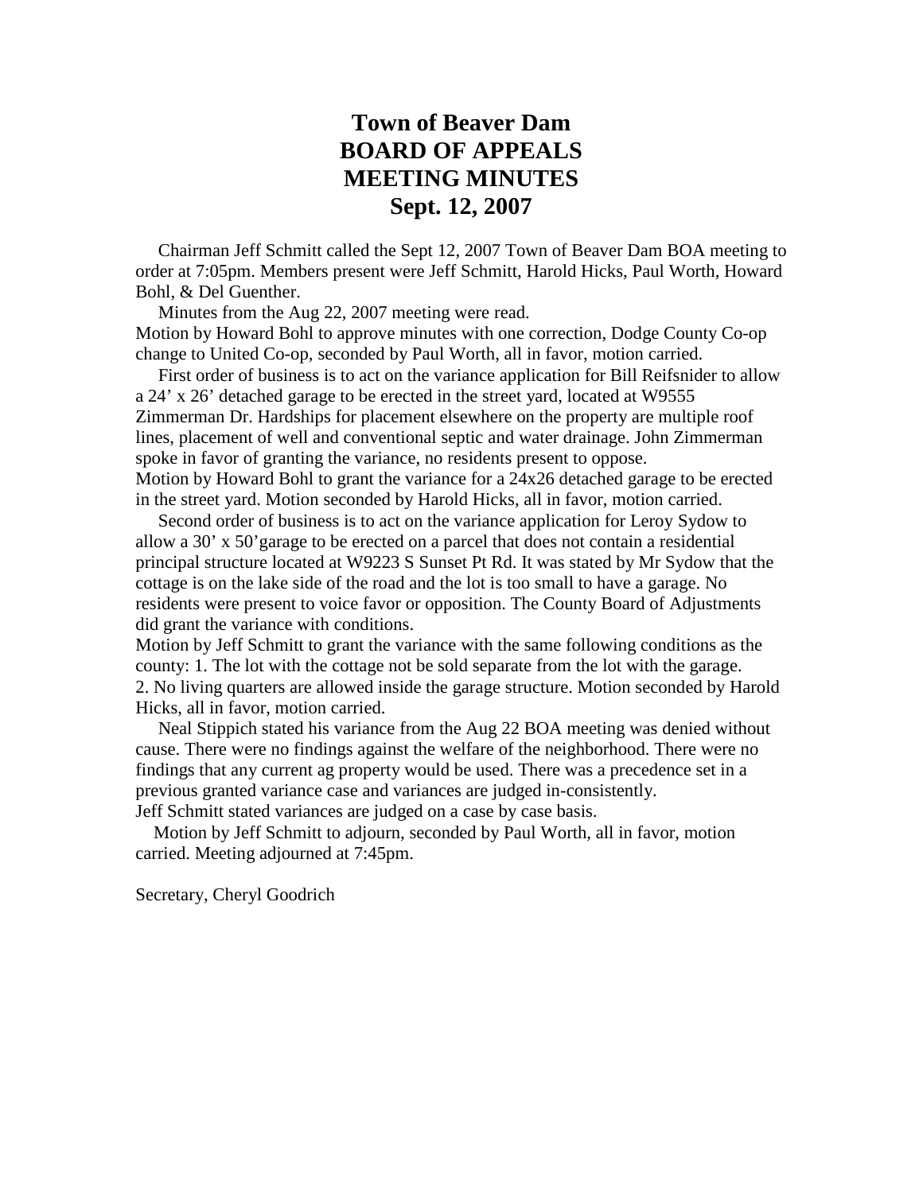# Town of Beaver Dam
# BOARD OF APPEALS
# MEETING MINUTES
# Sept. 12, 2007

Chairman Jeff Schmitt called the Sept 12, 2007 Town of Beaver Dam BOA meeting to order at 7:05pm. Members present were Jeff Schmitt, Harold Hicks, Paul Worth, Howard Bohl, & Del Guenther.

Minutes from the Aug 22, 2007 meeting were read.
Motion by Howard Bohl to approve minutes with one correction, Dodge County Co-op change to United Co-op, seconded by Paul Worth, all in favor, motion carried.

First order of business is to act on the variance application for Bill Reifsnider to allow a 24' x 26' detached garage to be erected in the street yard, located at W9555 Zimmerman Dr. Hardships for placement elsewhere on the property are multiple roof lines, placement of well and conventional septic and water drainage. John Zimmerman spoke in favor of granting the variance, no residents present to oppose.
Motion by Howard Bohl to grant the variance for a 24x26 detached garage to be erected in the street yard. Motion seconded by Harold Hicks, all in favor, motion carried.

Second order of business is to act on the variance application for Leroy Sydow to allow a 30' x 50'garage to be erected on a parcel that does not contain a residential principal structure located at W9223 S Sunset Pt Rd. It was stated by Mr Sydow that the cottage is on the lake side of the road and the lot is too small to have a garage. No residents were present to voice favor or opposition. The County Board of Adjustments did grant the variance with conditions.
Motion by Jeff Schmitt to grant the variance with the same following conditions as the county: 1. The lot with the cottage not be sold separate from the lot with the garage. 2. No living quarters are allowed inside the garage structure. Motion seconded by Harold Hicks, all in favor, motion carried.

Neal Stippich stated his variance from the Aug 22 BOA meeting was denied without cause. There were no findings against the welfare of the neighborhood. There were no findings that any current ag property would be used. There was a precedence set in a previous granted variance case and variances are judged in-consistently.
Jeff Schmitt stated variances are judged on a case by case basis.

Motion by Jeff Schmitt to adjourn, seconded by Paul Worth, all in favor, motion carried. Meeting adjourned at 7:45pm.

Secretary, Cheryl Goodrich